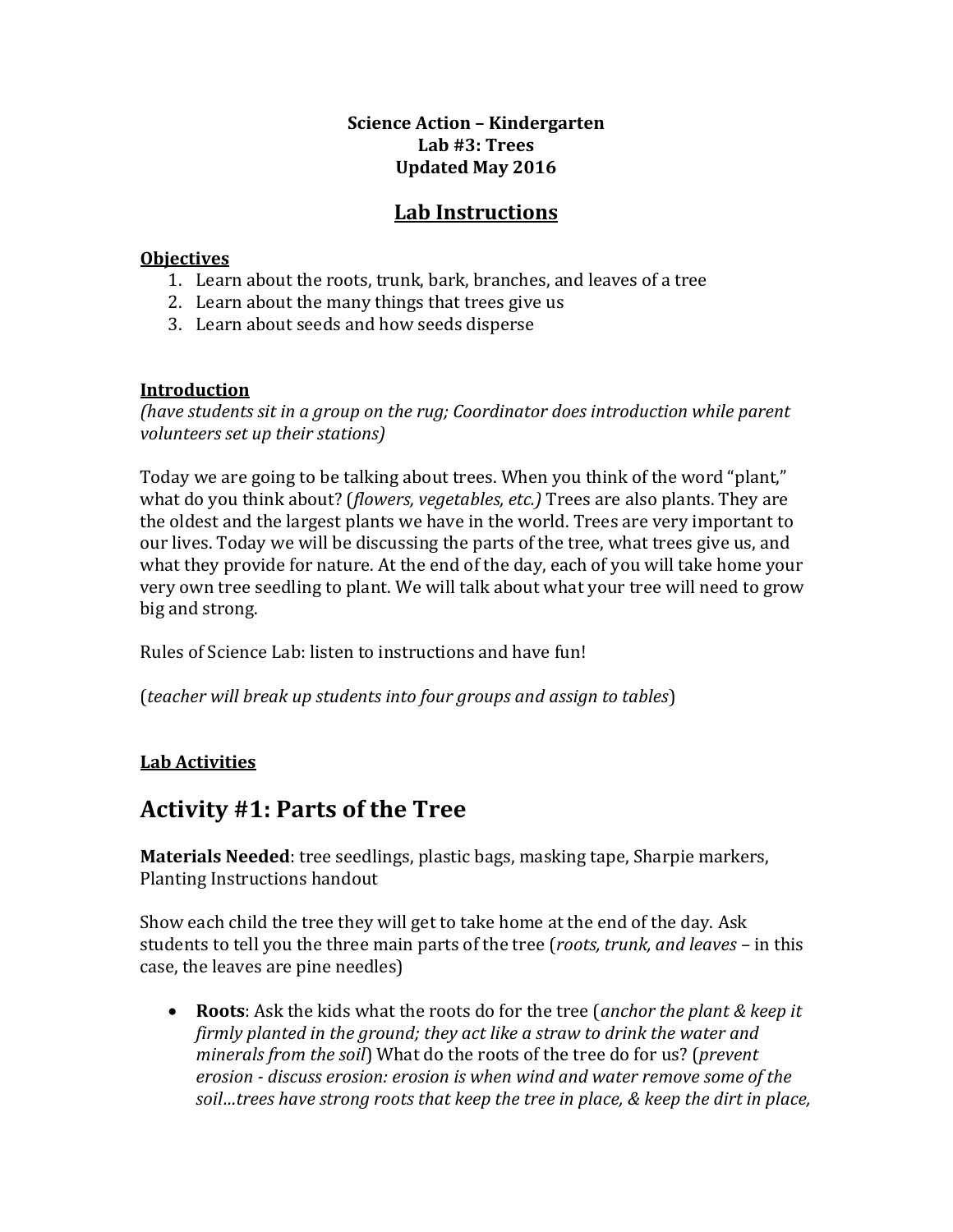**Science Action – Kindergarten**
**Lab #3: Trees**
**Updated May 2016**

## Lab Instructions

**Objectives**

1. Learn about the roots, trunk, bark, branches, and leaves of a tree
2. Learn about the many things that trees give us
3. Learn about seeds and how seeds disperse

**Introduction**

*(have students sit in a group on the rug; Coordinator does introduction while parent volunteers set up their stations)*

Today we are going to be talking about trees. When you think of the word "plant," what do you think about? (*flowers, vegetables, etc.)* Trees are also plants. They are the oldest and the largest plants we have in the world. Trees are very important to our lives. Today we will be discussing the parts of the tree, what trees give us, and what they provide for nature. At the end of the day, each of you will take home your very own tree seedling to plant. We will talk about what your tree will need to grow big and strong.

Rules of Science Lab: listen to instructions and have fun!

(*teacher will break up students into four groups and assign to tables*)

**Lab Activities**

# Activity #1: Parts of the Tree

**Materials Needed**: tree seedlings, plastic bags, masking tape, Sharpie markers, Planting Instructions handout

Show each child the tree they will get to take home at the end of the day. Ask students to tell you the three main parts of the tree (*roots, trunk, and leaves* – in this case, the leaves are pine needles)

- **Roots**: Ask the kids what the roots do for the tree (*anchor the plant & keep it firmly planted in the ground; they act like a straw to drink the water and minerals from the soil*) What do the roots of the tree do for us? (*prevent erosion - discuss erosion: erosion is when wind and water remove some of the soil…trees have strong roots that keep the tree in place, & keep the dirt in place,*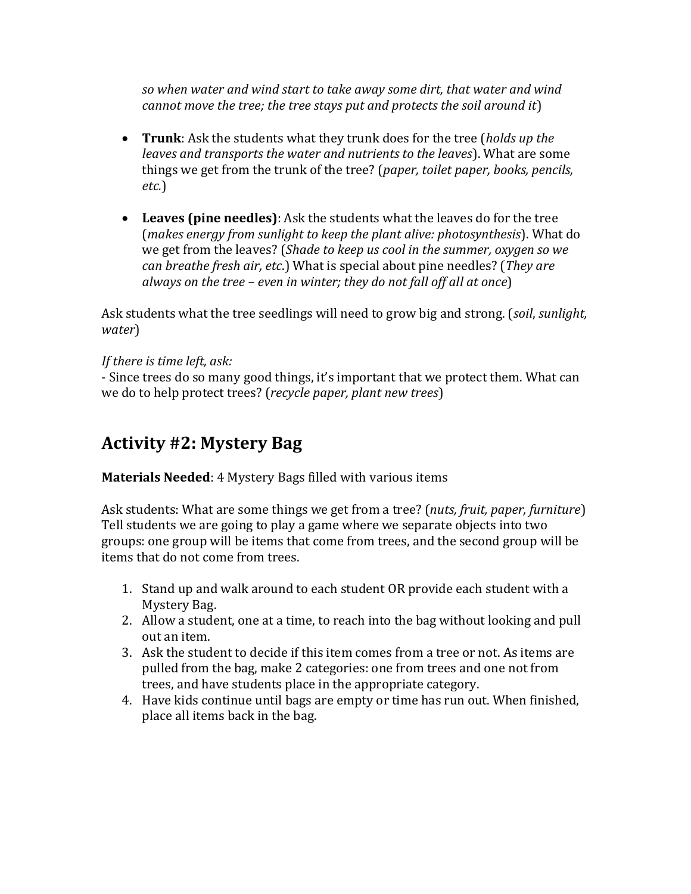*so when water and wind start to take away some dirt, that water and wind cannot move the tree; the tree stays put and protects the soil around it*)

- **Trunk**: Ask the students what they trunk does for the tree (*holds up the leaves and transports the water and nutrients to the leaves*). What are some things we get from the trunk of the tree? (*paper, toilet paper, books, pencils, etc.*)

- **Leaves (pine needles)**: Ask the students what the leaves do for the tree (*makes energy from sunlight to keep the plant alive: photosynthesis*). What do we get from the leaves? (*Shade to keep us cool in the summer, oxygen so we can breathe fresh air, etc.*) What is special about pine needles? (*They are always on the tree – even in winter; they do not fall off all at once*)

Ask students what the tree seedlings will need to grow big and strong. (*soil*, *sunlight, water*)

*If there is time left, ask:*
- Since trees do so many good things, it's important that we protect them. What can we do to help protect trees? (*recycle paper, plant new trees*)

## Activity #2: Mystery Bag

**Materials Needed**: 4 Mystery Bags filled with various items

Ask students: What are some things we get from a tree? (*nuts, fruit, paper, furniture*) Tell students we are going to play a game where we separate objects into two groups: one group will be items that come from trees, and the second group will be items that do not come from trees.

1. Stand up and walk around to each student OR provide each student with a Mystery Bag.
2. Allow a student, one at a time, to reach into the bag without looking and pull out an item.
3. Ask the student to decide if this item comes from a tree or not. As items are pulled from the bag, make 2 categories: one from trees and one not from trees, and have students place in the appropriate category.
4. Have kids continue until bags are empty or time has run out. When finished, place all items back in the bag.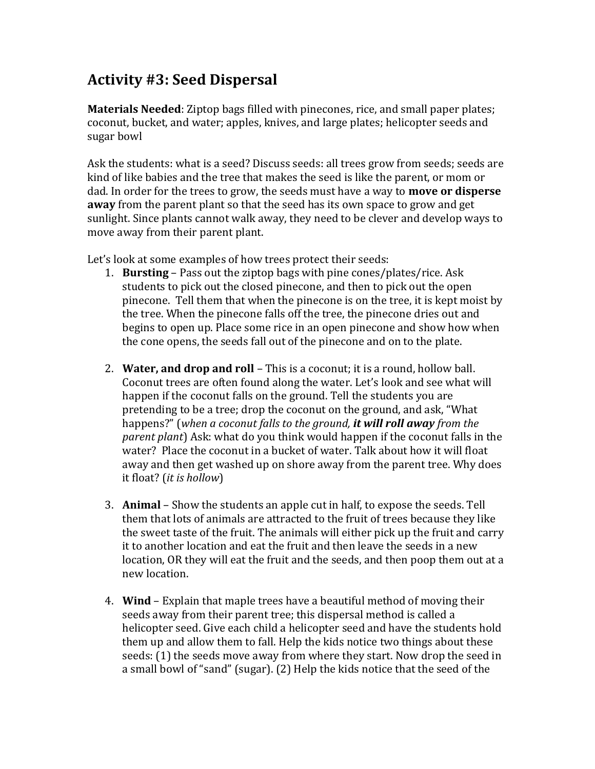## Activity #3: Seed Dispersal

**Materials Needed**: Ziptop bags filled with pinecones, rice, and small paper plates; coconut, bucket, and water; apples, knives, and large plates; helicopter seeds and sugar bowl

Ask the students: what is a seed? Discuss seeds: all trees grow from seeds; seeds are kind of like babies and the tree that makes the seed is like the parent, or mom or dad. In order for the trees to grow, the seeds must have a way to **move or disperse away** from the parent plant so that the seed has its own space to grow and get sunlight. Since plants cannot walk away, they need to be clever and develop ways to move away from their parent plant.

Let's look at some examples of how trees protect their seeds:

1. **Bursting** – Pass out the ziptop bags with pine cones/plates/rice. Ask students to pick out the closed pinecone, and then to pick out the open pinecone. Tell them that when the pinecone is on the tree, it is kept moist by the tree. When the pinecone falls off the tree, the pinecone dries out and begins to open up. Place some rice in an open pinecone and show how when the cone opens, the seeds fall out of the pinecone and on to the plate.

2. **Water, and drop and roll** – This is a coconut; it is a round, hollow ball. Coconut trees are often found along the water. Let's look and see what will happen if the coconut falls on the ground. Tell the students you are pretending to be a tree; drop the coconut on the ground, and ask, "What happens?" (*when a coconut falls to the ground, **it will roll away** from the parent plant*) Ask: what do you think would happen if the coconut falls in the water? Place the coconut in a bucket of water. Talk about how it will float away and then get washed up on shore away from the parent tree. Why does it float? (*it is hollow*)

3. **Animal** – Show the students an apple cut in half, to expose the seeds. Tell them that lots of animals are attracted to the fruit of trees because they like the sweet taste of the fruit. The animals will either pick up the fruit and carry it to another location and eat the fruit and then leave the seeds in a new location, OR they will eat the fruit and the seeds, and then poop them out at a new location.

4. **Wind** – Explain that maple trees have a beautiful method of moving their seeds away from their parent tree; this dispersal method is called a helicopter seed. Give each child a helicopter seed and have the students hold them up and allow them to fall. Help the kids notice two things about these seeds: (1) the seeds move away from where they start. Now drop the seed in a small bowl of "sand" (sugar). (2) Help the kids notice that the seed of the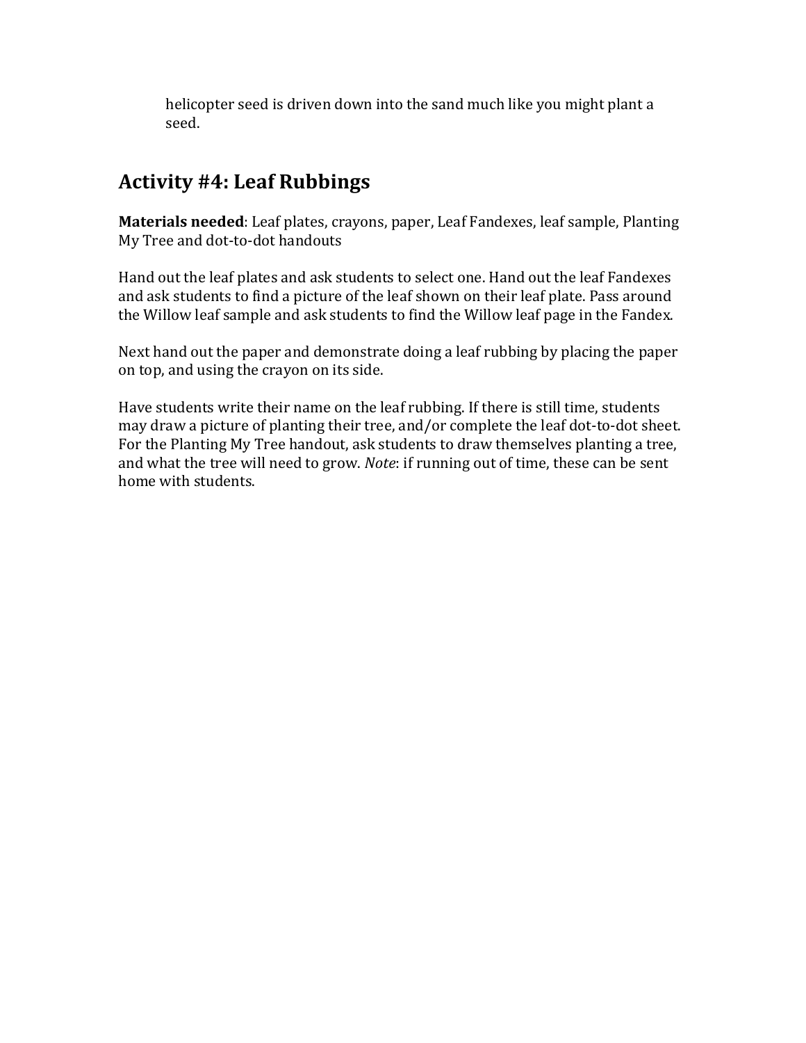helicopter seed is driven down into the sand much like you might plant a seed.

## Activity #4: Leaf Rubbings

**Materials needed**: Leaf plates, crayons, paper, Leaf Fandexes, leaf sample, Planting My Tree and dot-to-dot handouts

Hand out the leaf plates and ask students to select one. Hand out the leaf Fandexes and ask students to find a picture of the leaf shown on their leaf plate. Pass around the Willow leaf sample and ask students to find the Willow leaf page in the Fandex.

Next hand out the paper and demonstrate doing a leaf rubbing by placing the paper on top, and using the crayon on its side.

Have students write their name on the leaf rubbing. If there is still time, students may draw a picture of planting their tree, and/or complete the leaf dot-to-dot sheet. For the Planting My Tree handout, ask students to draw themselves planting a tree, and what the tree will need to grow. *Note*: if running out of time, these can be sent home with students.